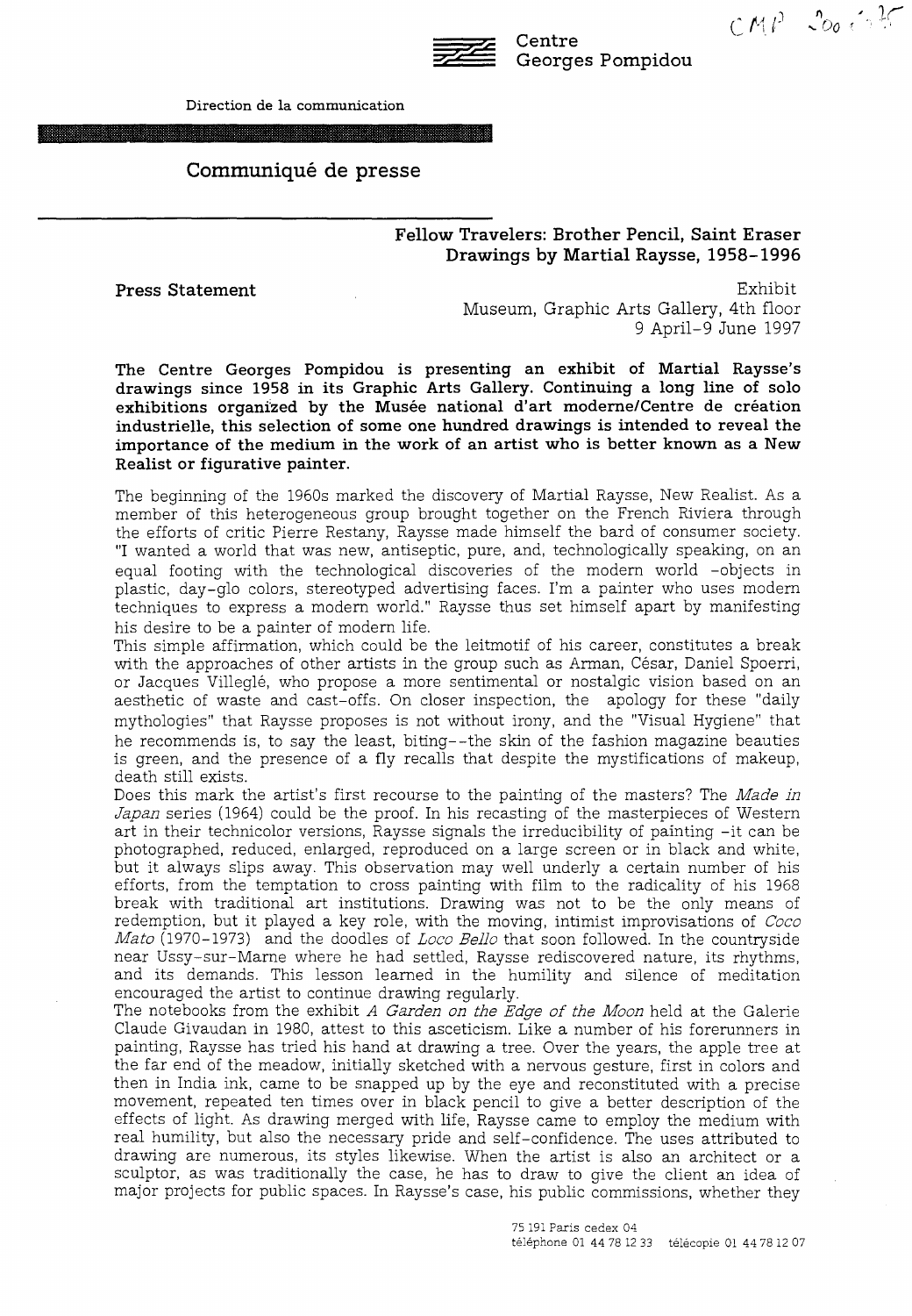Centre Georges Pompidou

Direction de la communication

# Communiqué de presse

## Fellow Travelers: Brother Pencil, Saint Eraser
## Drawings by Martial Raysse, 1958-1996

**Press Statement**

Exhibit
Museum, Graphic Arts Gallery, 4th floor
9 April-9 June 1997

**The Centre Georges Pompidou is presenting an exhibit of Martial Raysse's drawings since 1958 in its Graphic Arts Gallery. Continuing a long line of solo exhibitions organized by the Musée national d'art moderne/Centre de création industrielle, this selection of some one hundred drawings is intended to reveal the importance of the medium in the work of an artist who is better known as a New Realist or figurative painter.**

The beginning of the 1960s marked the discovery of Martial Raysse, New Realist. As a member of this heterogeneous group brought together on the French Riviera through the efforts of critic Pierre Restany, Raysse made himself the bard of consumer society. "I wanted a world that was new, antiseptic, pure, and, technologically speaking, on an equal footing with the technological discoveries of the modern world -objects in plastic, day-glo colors, stereotyped advertising faces. I'm a painter who uses modern techniques to express a modern world." Raysse thus set himself apart by manifesting his desire to be a painter of modern life.

This simple affirmation, which could be the leitmotif of his career, constitutes a break with the approaches of other artists in the group such as Arman, César, Daniel Spoerri, or Jacques Villeglé, who propose a more sentimental or nostalgic vision based on an aesthetic of waste and cast-offs. On closer inspection, the apology for these "daily mythologies" that Raysse proposes is not without irony, and the "Visual Hygiene" that he recommends is, to say the least, biting--the skin of the fashion magazine beauties is green, and the presence of a fly recalls that despite the mystifications of makeup, death still exists.

Does this mark the artist's first recourse to the painting of the masters? The *Made in Japan* series (1964) could be the proof. In his recasting of the masterpieces of Western art in their technicolor versions, Raysse signals the irreducibility of painting -it can be photographed, reduced, enlarged, reproduced on a large screen or in black and white, but it always slips away. This observation may well underly a certain number of his efforts, from the temptation to cross painting with film to the radicality of his 1968 break with traditional art institutions. Drawing was not to be the only means of redemption, but it played a key role, with the moving, intimist improvisations of *Coco Mato* (1970-1973) and the doodles of *Loco Bello* that soon followed. In the countryside near Ussy-sur-Marne where he had settled, Raysse rediscovered nature, its rhythms, and its demands. This lesson learned in the humility and silence of meditation encouraged the artist to continue drawing regularly.

The notebooks from the exhibit *A Garden on the Edge of the Moon* held at the Galerie Claude Givaudan in 1980, attest to this asceticism. Like a number of his forerunners in painting, Raysse has tried his hand at drawing a tree. Over the years, the apple tree at the far end of the meadow, initially sketched with a nervous gesture, first in colors and then in India ink, came to be snapped up by the eye and reconstituted with a precise movement, repeated ten times over in black pencil to give a better description of the effects of light. As drawing merged with life, Raysse came to employ the medium with real humility, but also the necessary pride and self-confidence. The uses attributed to drawing are numerous, its styles likewise. When the artist is also an architect or a sculptor, as was traditionally the case, he has to draw to give the client an idea of major projects for public spaces. In Raysse's case, his public commissions, whether they

75 191 Paris cedex 04
téléphone 01 44 78 12 33 télécopie 01 44 78 12 07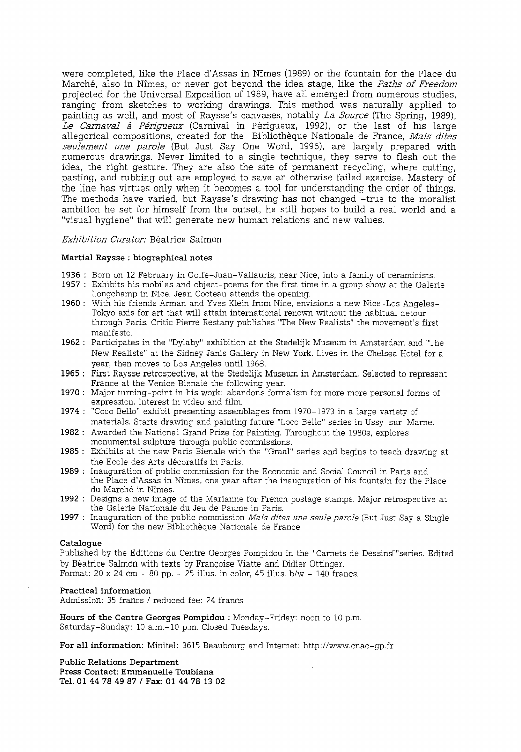were completed, like the Place d'Assas in Nîmes (1989) or the fountain for the Place du Marché, also in Nîmes, or never got beyond the idea stage, like the *Paths of Freedom* projected for the Universal Exposition of 1989, have all emerged from numerous studies, ranging from sketches to working drawings. This method was naturally applied to painting as well, and most of Raysse's canvases, notably *La Source* (The Spring, 1989), *Le Carnaval à Périgueux* (Carnival in Périgueux, 1992), or the last of his large allegorical compositions, created for the Bibliothèque Nationale de France, *Mais dites seulement une parole* (But Just Say One Word, 1996), are largely prepared with numerous drawings. Never limited to a single technique, they serve to flesh out the idea, the right gesture. They are also the site of permanent recycling, where cutting, pasting, and rubbing out are employed to save an otherwise failed exercise. Mastery of the line has virtues only when it becomes a tool for understanding the order of things. The methods have varied, but Raysse's drawing has not changed -true to the moralist ambition he set for himself from the outset, he still hopes to build a real world and a "visual hygiene" that will generate new human relations and new values.

*Exhibition Curator:* Béatrice Salmon

**Martial Raysse : biographical notes**

**1936 :** Born on 12 February in Golfe-Juan-Vallauris, near Nice, into a family of ceramicists.
**1957 :** Exhibits his mobiles and object-poems for the first time in a group show at the Galerie Longchamp in Nice. Jean Cocteau attends the opening.
**1960 :** With his friends Arman and Yves Klein from Nice, envisions a new Nice-Los Angeles-Tokyo axis for art that will attain international renown without the habitual detour through Paris. Critic Pierre Restany publishes "The New Realists" the movement's first manifesto.
**1962 :** Participates in the "Dylaby" exhibition at the Stedelijk Museum in Amsterdam and "The New Realists" at the Sidney Janis Gallery in New York. Lives in the Chelsea Hotel for a year, then moves to Los Angeles until 1968.
**1965 :** First Raysse retrospective, at the Stedelijk Museum in Amsterdam. Selected to represent France at the Venice Bienale the following year.
**1970 :** Major turning-point in his work: abandons formalism for more more personal forms of expression. Interest in video and film.
**1974 :** "Coco Bello" exhibit presenting assemblages from 1970-1973 in a large variety of materials. Starts drawing and painting future "Loco Bello" series in Ussy-sur-Marne.
**1982 :** Awarded the National Grand Prize for Painting. Throughout the 1980s, explores monumental sulpture through public commissions.
**1985 :** Exhibits at the new Paris Bienale with the "Graal" series and begins to teach drawing at the Ecole des Arts décoratifs in Paris.
**1989 :** Inauguration of public commission for the Economic and Social Council in Paris and the Place d'Assas in Nîmes, one year after the inauguration of his fountain for the Place du Marché in Nîmes.
**1992 :** Designs a new image of the Marianne for French postage stamps. Major retrospective at the Galerie Nationale du Jeu de Paume in Paris.
**1997 :** Inauguration of the public commission *Mais dites une seule parole* (But Just Say a Single Word) for the new Bibliothèque Nationale de France

**Catalogue**

Published by the Editions du Centre Georges Pompidou in the "Carnets de Dessins" series. Edited by Béatrice Salmon with texts by Françoise Viatte and Didier Ottinger.
Format: 20 x 24 cm - 80 pp. - 25 illus. in color, 45 illus. b/w - 140 francs.

**Practical Information**

Admission: 35 francs / reduced fee: 24 francs

**Hours of the Centre Georges Pompidou :** Monday-Friday: noon to 10 p.m.
Saturday-Sunday: 10 a.m.-10 p.m. Closed Tuesdays.

**For all information:** Minitel: 3615 Beaubourg and Internet: http://www.cnac-gp.fr

**Public Relations Department**
**Press Contact: Emmanuelle Toubiana**
**Tel. 01 44 78 49 87 / Fax: 01 44 78 13 02**